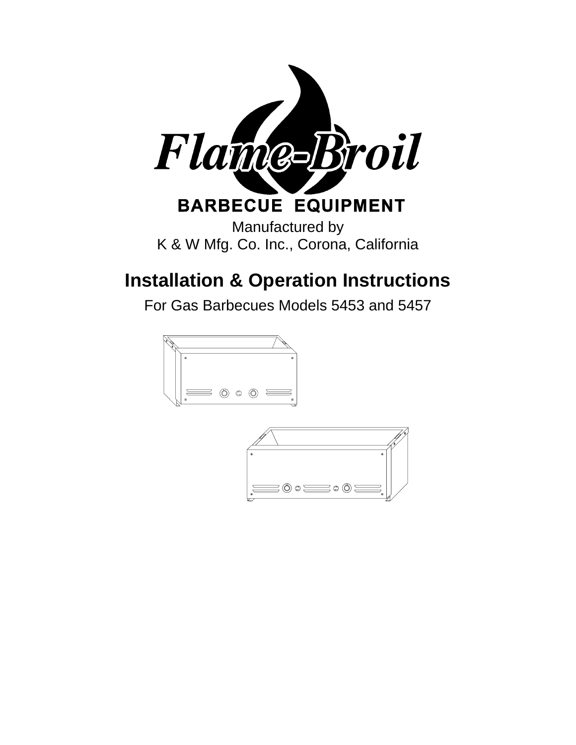# Flame-Broil

**BARBECUE EQUIPMENT**

Manufactured by
K & W Mfg. Co. Inc., Corona, California

## Installation & Operation Instructions

For Gas Barbecues Models 5453 and 5457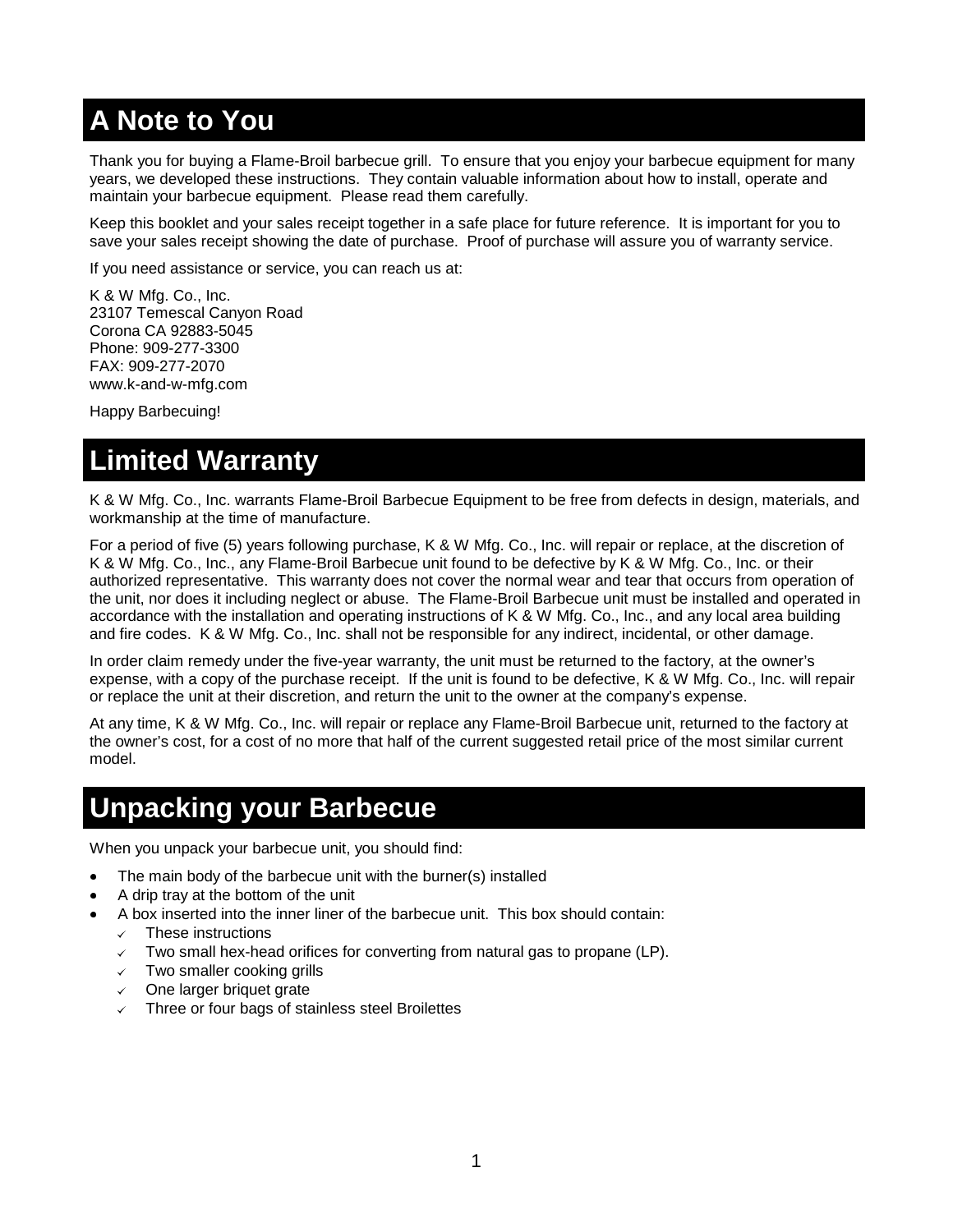# A Note to You

Thank you for buying a Flame-Broil barbecue grill. To ensure that you enjoy your barbecue equipment for many years, we developed these instructions. They contain valuable information about how to install, operate and maintain your barbecue equipment. Please read them carefully.

Keep this booklet and your sales receipt together in a safe place for future reference. It is important for you to save your sales receipt showing the date of purchase. Proof of purchase will assure you of warranty service.

If you need assistance or service, you can reach us at:

K & W Mfg. Co., Inc.
23107 Temescal Canyon Road
Corona CA 92883-5045
Phone: 909-277-3300
FAX: 909-277-2070
www.k-and-w-mfg.com

Happy Barbecuing!

# Limited Warranty

K & W Mfg. Co., Inc. warrants Flame-Broil Barbecue Equipment to be free from defects in design, materials, and workmanship at the time of manufacture.

For a period of five (5) years following purchase, K & W Mfg. Co., Inc. will repair or replace, at the discretion of K & W Mfg. Co., Inc., any Flame-Broil Barbecue unit found to be defective by K & W Mfg. Co., Inc. or their authorized representative. This warranty does not cover the normal wear and tear that occurs from operation of the unit, nor does it including neglect or abuse. The Flame-Broil Barbecue unit must be installed and operated in accordance with the installation and operating instructions of K & W Mfg. Co., Inc., and any local area building and fire codes. K & W Mfg. Co., Inc. shall not be responsible for any indirect, incidental, or other damage.

In order claim remedy under the five-year warranty, the unit must be returned to the factory, at the owner's expense, with a copy of the purchase receipt. If the unit is found to be defective, K & W Mfg. Co., Inc. will repair or replace the unit at their discretion, and return the unit to the owner at the company's expense.

At any time, K & W Mfg. Co., Inc. will repair or replace any Flame-Broil Barbecue unit, returned to the factory at the owner's cost, for a cost of no more that half of the current suggested retail price of the most similar current model.

# Unpacking your Barbecue

When you unpack your barbecue unit, you should find:

- The main body of the barbecue unit with the burner(s) installed
- A drip tray at the bottom of the unit
- A box inserted into the inner liner of the barbecue unit. This box should contain:
  - ✓ These instructions
  - ✓ Two small hex-head orifices for converting from natural gas to propane (LP).
  - ✓ Two smaller cooking grills
  - ✓ One larger briquet grate
  - ✓ Three or four bags of stainless steel Broilettes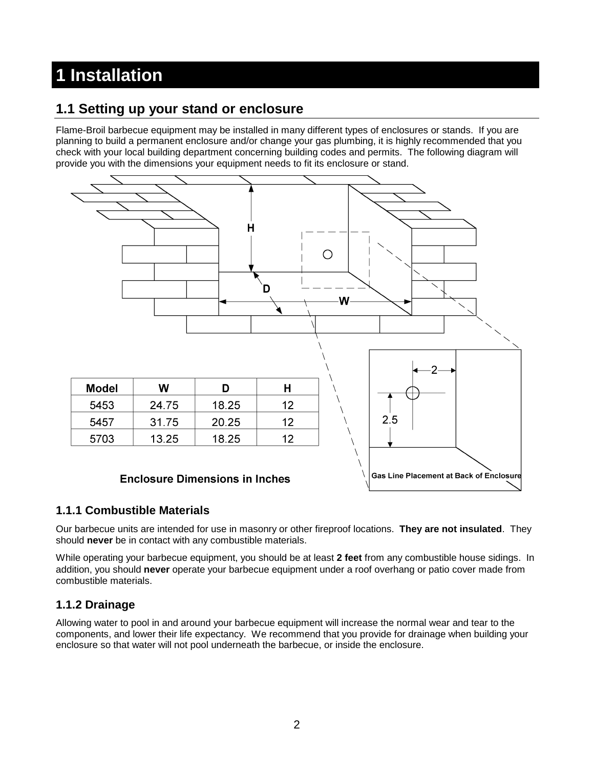# 1 Installation

## 1.1 Setting up your stand or enclosure

Flame-Broil barbecue equipment may be installed in many different types of enclosures or stands. If you are planning to build a permanent enclosure and/or change your gas plumbing, it is highly recommended that you check with your local building department concerning building codes and permits. The following diagram will provide you with the dimensions your equipment needs to fit its enclosure or stand.

| Model | W | D | H |
|---|---|---|---|
| 5453 | 24.75 | 18.25 | 12 |
| 5457 | 31.75 | 20.25 | 12 |
| 5703 | 13.25 | 18.25 | 12 |

**Enclosure Dimensions in Inches**

**Gas Line Placement at Back of Enclosure**

### 1.1.1 Combustible Materials

Our barbecue units are intended for use in masonry or other fireproof locations. **They are not insulated**. They should **never** be in contact with any combustible materials.

While operating your barbecue equipment, you should be at least **2 feet** from any combustible house sidings. In addition, you should **never** operate your barbecue equipment under a roof overhang or patio cover made from combustible materials.

### 1.1.2 Drainage

Allowing water to pool in and around your barbecue equipment will increase the normal wear and tear to the components, and lower their life expectancy. We recommend that you provide for drainage when building your enclosure so that water will not pool underneath the barbecue, or inside the enclosure.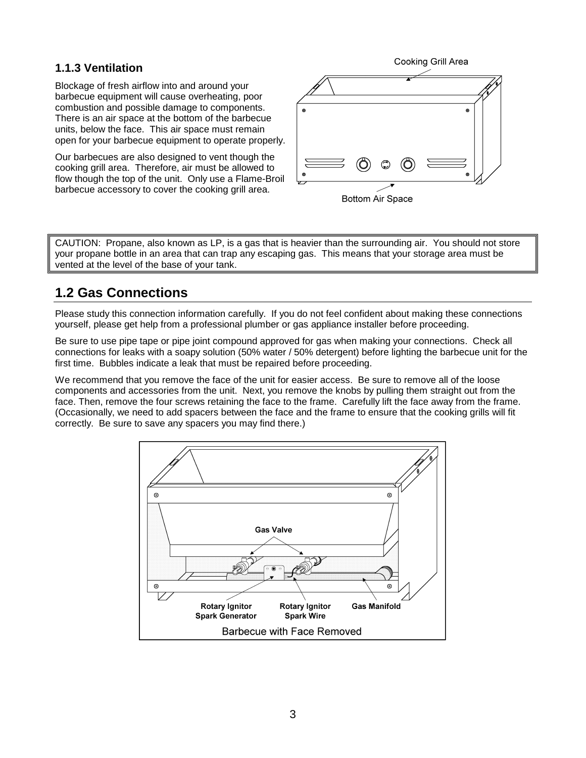### 1.1.3 Ventilation

Blockage of fresh airflow into and around your barbecue equipment will cause overheating, poor combustion and possible damage to components. There is an air space at the bottom of the barbecue units, below the face. This air space must remain open for your barbecue equipment to operate properly.

Our barbecues are also designed to vent though the cooking grill area. Therefore, air must be allowed to flow though the top of the unit. Only use a Flame-Broil barbecue accessory to cover the cooking grill area.

Cooking Grill Area

Bottom Air Space

> CAUTION: Propane, also known as LP, is a gas that is heavier than the surrounding air. You should not store your propane bottle in an area that can trap any escaping gas. This means that your storage area must be vented at the level of the base of your tank.

## 1.2 Gas Connections

Please study this connection information carefully. If you do not feel confident about making these connections yourself, please get help from a professional plumber or gas appliance installer before proceeding.

Be sure to use pipe tape or pipe joint compound approved for gas when making your connections. Check all connections for leaks with a soapy solution (50% water / 50% detergent) before lighting the barbecue unit for the first time. Bubbles indicate a leak that must be repaired before proceeding.

We recommend that you remove the face of the unit for easier access. Be sure to remove all of the loose components and accessories from the unit. Next, you remove the knobs by pulling them straight out from the face. Then, remove the four screws retaining the face to the frame. Carefully lift the face away from the frame. (Occasionally, we need to add spacers between the face and the frame to ensure that the cooking grills will fit correctly. Be sure to save any spacers you may find there.)

Gas Valve

Rotary Ignitor Spark Generator

Rotary Ignitor Spark Wire

Gas Manifold

Barbecue with Face Removed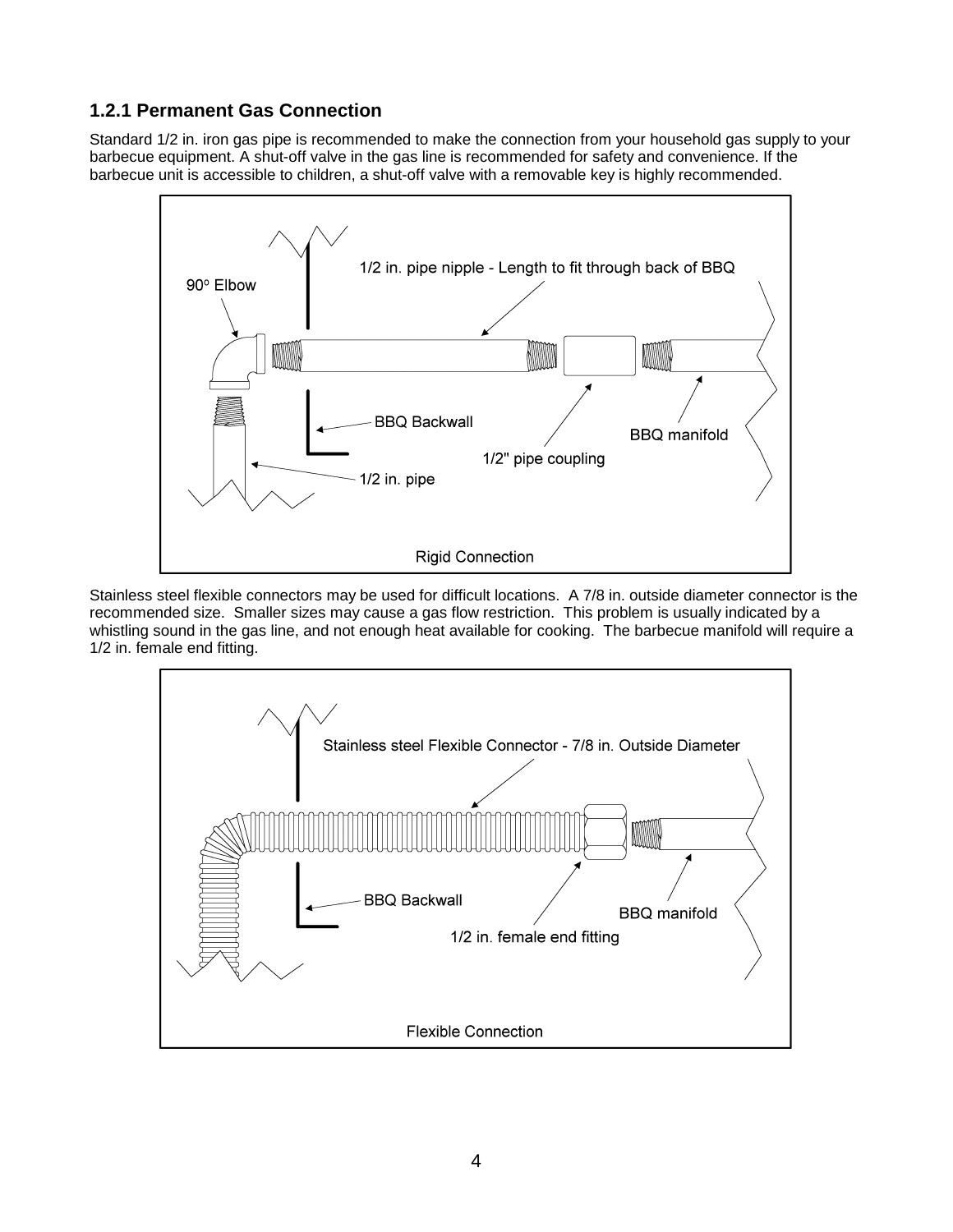### 1.2.1 Permanent Gas Connection

Standard 1/2 in. iron gas pipe is recommended to make the connection from your household gas supply to your barbecue equipment. A shut-off valve in the gas line is recommended for safety and convenience. If the barbecue unit is accessible to children, a shut-off valve with a removable key is highly recommended.

90° Elbow

1/2 in. pipe nipple - Length to fit through back of BBQ

BBQ Backwall

BBQ manifold

1/2" pipe coupling

1/2 in. pipe

Rigid Connection

Stainless steel flexible connectors may be used for difficult locations. A 7/8 in. outside diameter connector is the recommended size. Smaller sizes may cause a gas flow restriction. This problem is usually indicated by a whistling sound in the gas line, and not enough heat available for cooking. The barbecue manifold will require a 1/2 in. female end fitting.

Stainless steel Flexible Connector - 7/8 in. Outside Diameter

BBQ Backwall

BBQ manifold

1/2 in. female end fitting

Flexible Connection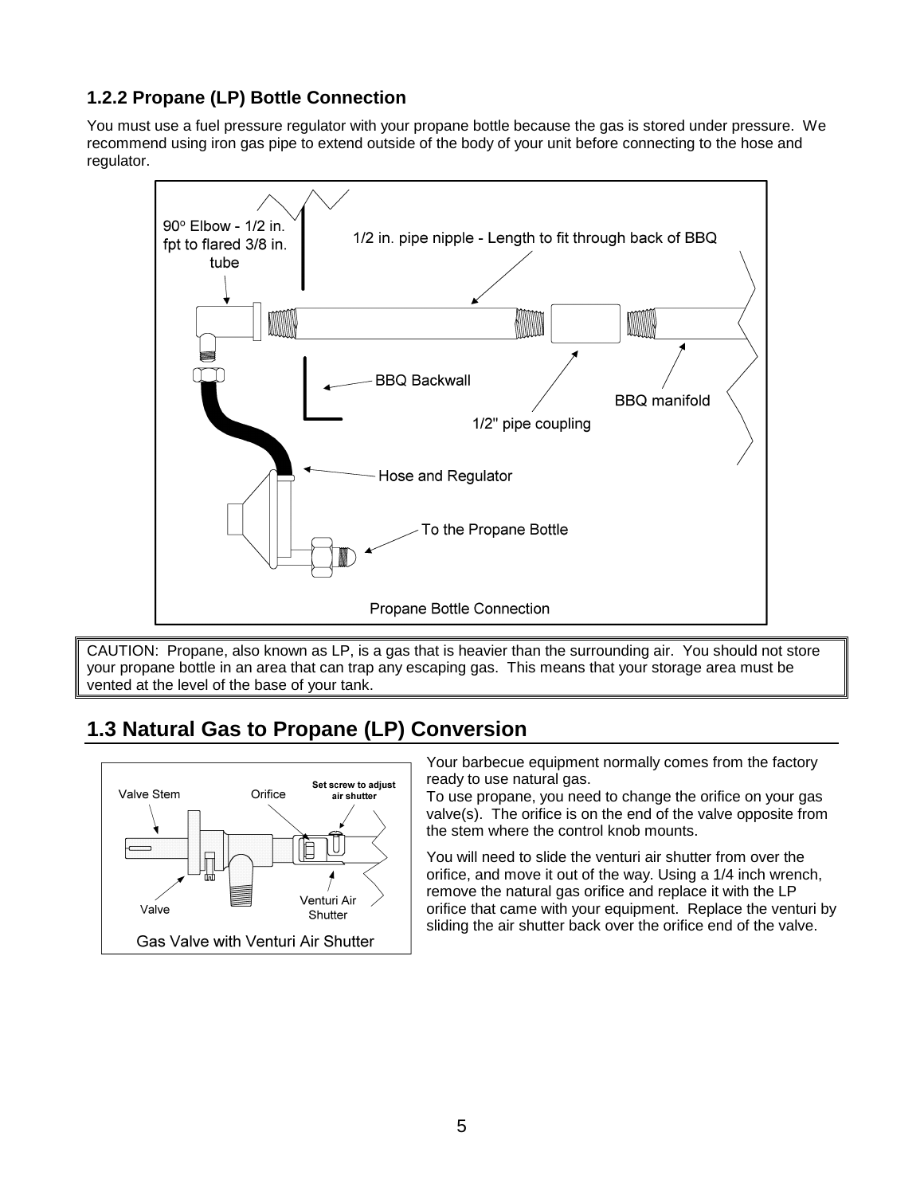### 1.2.2 Propane (LP) Bottle Connection

You must use a fuel pressure regulator with your propane bottle because the gas is stored under pressure. We recommend using iron gas pipe to extend outside of the body of your unit before connecting to the hose and regulator.

90° Elbow - 1/2 in. fpt to flared 3/8 in. tube

1/2 in. pipe nipple - Length to fit through back of BBQ

BBQ Backwall

BBQ manifold

1/2" pipe coupling

Hose and Regulator

To the Propane Bottle

Propane Bottle Connection

CAUTION: Propane, also known as LP, is a gas that is heavier than the surrounding air. You should not store your propane bottle in an area that can trap any escaping gas. This means that your storage area must be vented at the level of the base of your tank.

## 1.3 Natural Gas to Propane (LP) Conversion

Valve Stem

Orifice

**Set screw to adjust air shutter**

Valve

Venturi Air Shutter

Gas Valve with Venturi Air Shutter

Your barbecue equipment normally comes from the factory ready to use natural gas.

To use propane, you need to change the orifice on your gas valve(s). The orifice is on the end of the valve opposite from the stem where the control knob mounts.

You will need to slide the venturi air shutter from over the orifice, and move it out of the way. Using a 1/4 inch wrench, remove the natural gas orifice and replace it with the LP orifice that came with your equipment. Replace the venturi by sliding the air shutter back over the orifice end of the valve.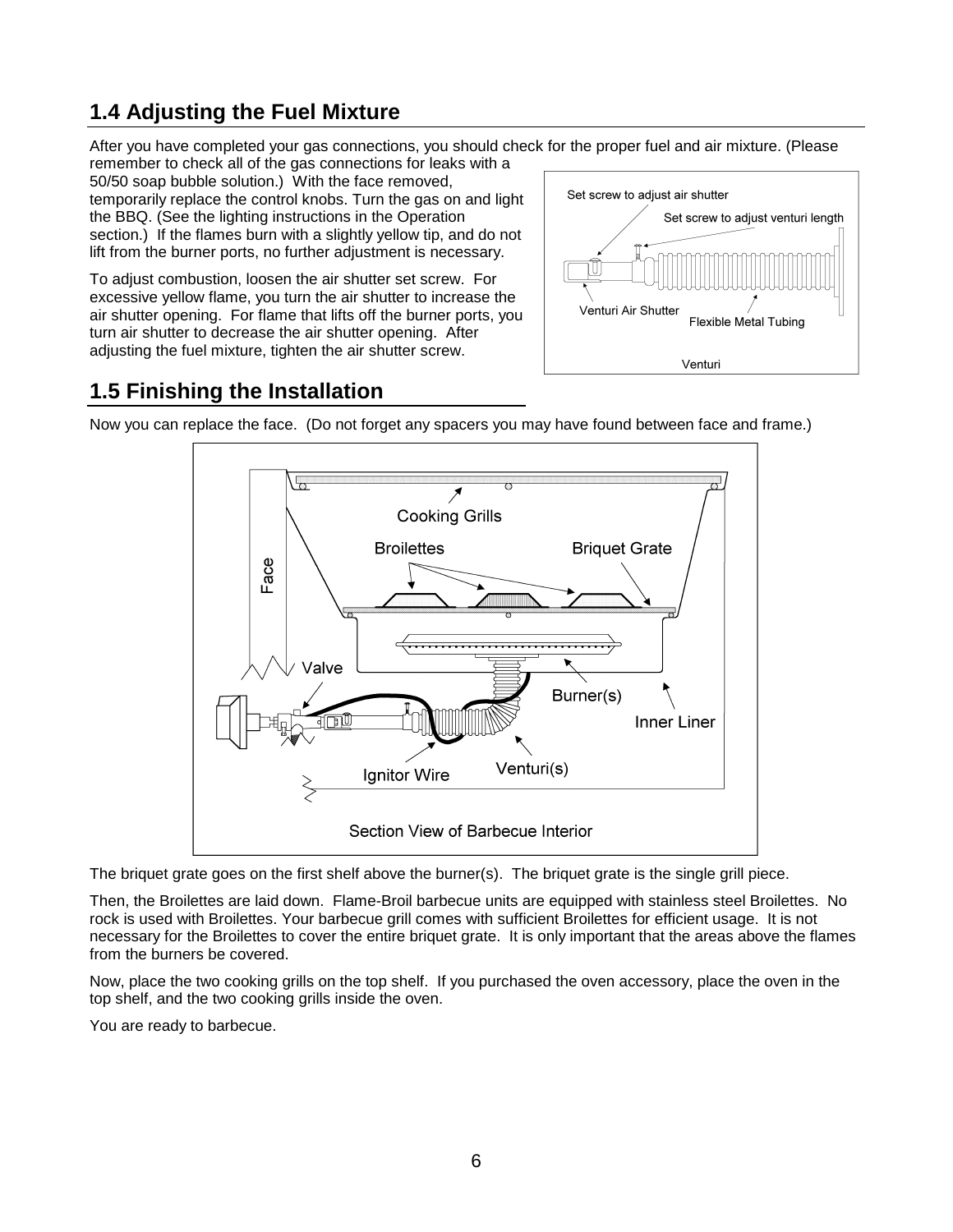## 1.4 Adjusting the Fuel Mixture

After you have completed your gas connections, you should check for the proper fuel and air mixture. (Please remember to check all of the gas connections for leaks with a 50/50 soap bubble solution.) With the face removed, temporarily replace the control knobs. Turn the gas on and light the BBQ. (See the lighting instructions in the Operation section.) If the flames burn with a slightly yellow tip, and do not lift from the burner ports, no further adjustment is necessary.

To adjust combustion, loosen the air shutter set screw. For excessive yellow flame, you turn the air shutter to increase the air shutter opening. For flame that lifts off the burner ports, you turn air shutter to decrease the air shutter opening. After adjusting the fuel mixture, tighten the air shutter screw.

Set screw to adjust air shutter
Set screw to adjust venturi length
Venturi Air Shutter
Flexible Metal Tubing
Venturi

## 1.5 Finishing the Installation

Now you can replace the face. (Do not forget any spacers you may have found between face and frame.)

Cooking Grills
Broilettes
Briquet Grate
Face
Valve
Burner(s)
Inner Liner
Ignitor Wire
Venturi(s)

Section View of Barbecue Interior

The briquet grate goes on the first shelf above the burner(s). The briquet grate is the single grill piece.

Then, the Broilettes are laid down. Flame-Broil barbecue units are equipped with stainless steel Broilettes. No rock is used with Broilettes. Your barbecue grill comes with sufficient Broilettes for efficient usage. It is not necessary for the Broilettes to cover the entire briquet grate. It is only important that the areas above the flames from the burners be covered.

Now, place the two cooking grills on the top shelf. If you purchased the oven accessory, place the oven in the top shelf, and the two cooking grills inside the oven.

You are ready to barbecue.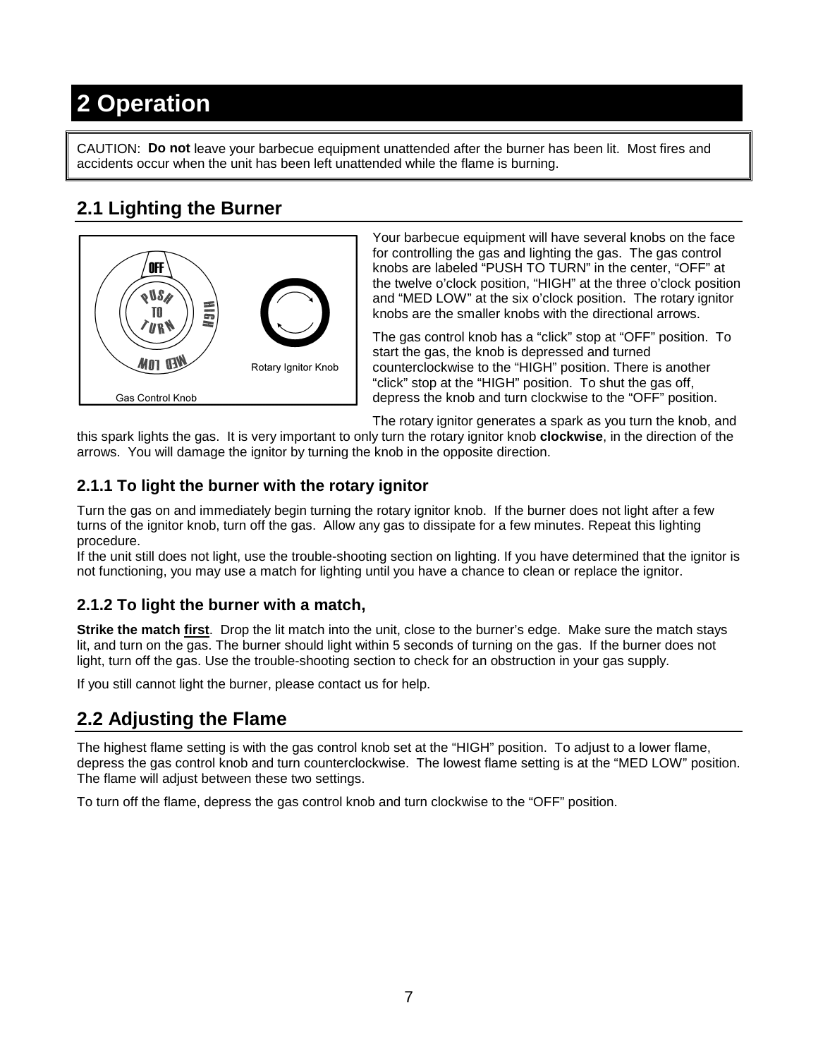# 2 Operation

CAUTION: **Do not** leave your barbecue equipment unattended after the burner has been lit. Most fires and accidents occur when the unit has been left unattended while the flame is burning.

## 2.1 Lighting the Burner

Gas Control Knob

Rotary Ignitor Knob

Your barbecue equipment will have several knobs on the face for controlling the gas and lighting the gas. The gas control knobs are labeled "PUSH TO TURN" in the center, "OFF" at the twelve o'clock position, "HIGH" at the three o'clock position and "MED LOW" at the six o'clock position. The rotary ignitor knobs are the smaller knobs with the directional arrows.

The gas control knob has a "click" stop at "OFF" position. To start the gas, the knob is depressed and turned counterclockwise to the "HIGH" position. There is another "click" stop at the "HIGH" position. To shut the gas off, depress the knob and turn clockwise to the "OFF" position.

The rotary ignitor generates a spark as you turn the knob, and this spark lights the gas. It is very important to only turn the rotary ignitor knob **clockwise**, in the direction of the arrows. You will damage the ignitor by turning the knob in the opposite direction.

### 2.1.1 To light the burner with the rotary ignitor

Turn the gas on and immediately begin turning the rotary ignitor knob. If the burner does not light after a few turns of the ignitor knob, turn off the gas. Allow any gas to dissipate for a few minutes. Repeat this lighting procedure.

If the unit still does not light, use the trouble-shooting section on lighting. If you have determined that the ignitor is not functioning, you may use a match for lighting until you have a chance to clean or replace the ignitor.

### 2.1.2 To light the burner with a match,

**Strike the match <u>first</u>**. Drop the lit match into the unit, close to the burner's edge. Make sure the match stays lit, and turn on the gas. The burner should light within 5 seconds of turning on the gas. If the burner does not light, turn off the gas. Use the trouble-shooting section to check for an obstruction in your gas supply.

If you still cannot light the burner, please contact us for help.

## 2.2 Adjusting the Flame

The highest flame setting is with the gas control knob set at the "HIGH" position. To adjust to a lower flame, depress the gas control knob and turn counterclockwise. The lowest flame setting is at the "MED LOW" position. The flame will adjust between these two settings.

To turn off the flame, depress the gas control knob and turn clockwise to the "OFF" position.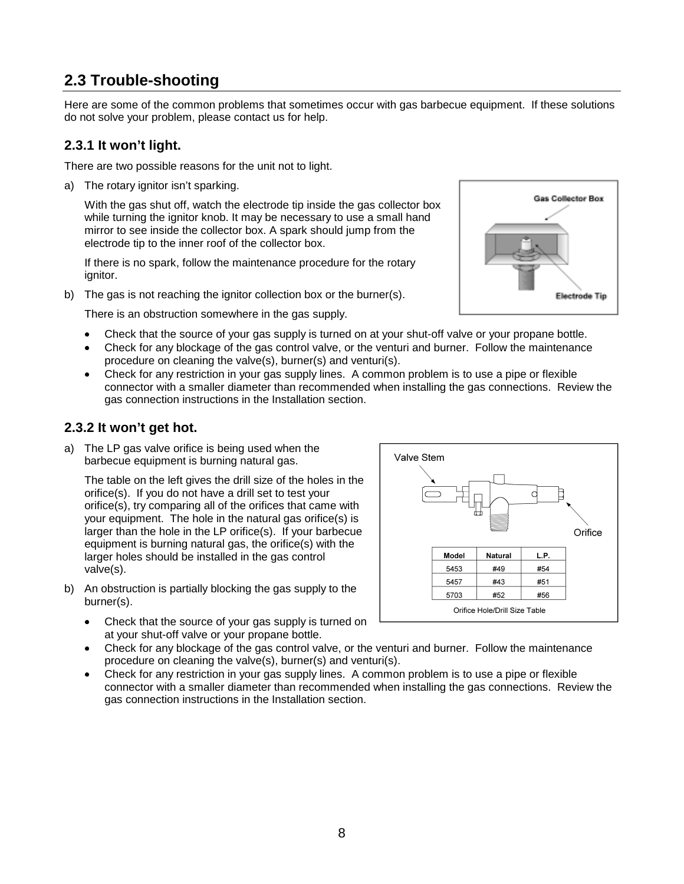## 2.3 Trouble-shooting

Here are some of the common problems that sometimes occur with gas barbecue equipment. If these solutions do not solve your problem, please contact us for help.

### 2.3.1 It won't light.

There are two possible reasons for the unit not to light.

a) The rotary ignitor isn't sparking.

   With the gas shut off, watch the electrode tip inside the gas collector box while turning the ignitor knob. It may be necessary to use a small hand mirror to see inside the collector box. A spark should jump from the electrode tip to the inner roof of the collector box.

   If there is no spark, follow the maintenance procedure for the rotary ignitor.

b) The gas is not reaching the ignitor collection box or the burner(s).

   There is an obstruction somewhere in the gas supply.

- Check that the source of your gas supply is turned on at your shut-off valve or your propane bottle.
- Check for any blockage of the gas control valve, or the venturi and burner. Follow the maintenance procedure on cleaning the valve(s), burner(s) and venturi(s).
- Check for any restriction in your gas supply lines. A common problem is to use a pipe or flexible connector with a smaller diameter than recommended when installing the gas connections. Review the gas connection instructions in the Installation section.

### 2.3.2 It won't get hot.

a) The LP gas valve orifice is being used when the barbecue equipment is burning natural gas.

   The table on the left gives the drill size of the holes in the orifice(s). If you do not have a drill set to test your orifice(s), try comparing all of the orifices that came with your equipment. The hole in the natural gas orifice(s) is larger than the hole in the LP orifice(s). If your barbecue equipment is burning natural gas, the orifice(s) with the larger holes should be installed in the gas control valve(s).

| Model | Natural | L.P. |
|---|---|---|
| 5453 | #49 | #54 |
| 5457 | #43 | #51 |
| 5703 | #52 | #56 |

Orifice Hole/Drill Size Table

b) An obstruction is partially blocking the gas supply to the burner(s).

- Check that the source of your gas supply is turned on at your shut-off valve or your propane bottle.
- Check for any blockage of the gas control valve, or the venturi and burner. Follow the maintenance procedure on cleaning the valve(s), burner(s) and venturi(s).
- Check for any restriction in your gas supply lines. A common problem is to use a pipe or flexible connector with a smaller diameter than recommended when installing the gas connections. Review the gas connection instructions in the Installation section.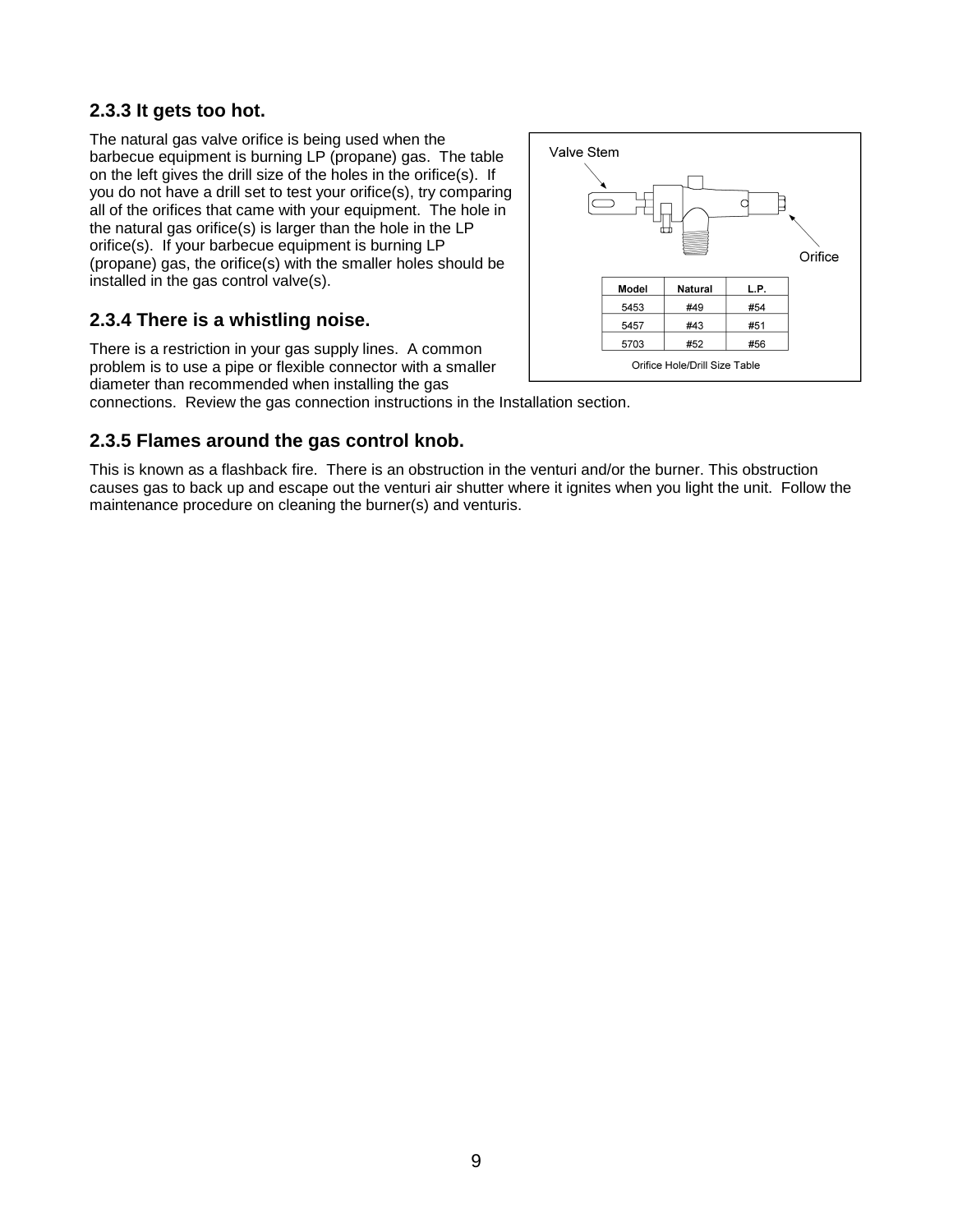### 2.3.3 It gets too hot.

The natural gas valve orifice is being used when the barbecue equipment is burning LP (propane) gas. The table on the left gives the drill size of the holes in the orifice(s). If you do not have a drill set to test your orifice(s), try comparing all of the orifices that came with your equipment. The hole in the natural gas orifice(s) is larger than the hole in the LP orifice(s). If your barbecue equipment is burning LP (propane) gas, the orifice(s) with the smaller holes should be installed in the gas control valve(s).

Valve Stem

Orifice

| Model | Natural | L.P. |
|---|---|---|
| 5453 | #49 | #54 |
| 5457 | #43 | #51 |
| 5703 | #52 | #56 |

Orifice Hole/Drill Size Table

### 2.3.4 There is a whistling noise.

There is a restriction in your gas supply lines. A common problem is to use a pipe or flexible connector with a smaller diameter than recommended when installing the gas connections. Review the gas connection instructions in the Installation section.

### 2.3.5 Flames around the gas control knob.

This is known as a flashback fire. There is an obstruction in the venturi and/or the burner. This obstruction causes gas to back up and escape out the venturi air shutter where it ignites when you light the unit. Follow the maintenance procedure on cleaning the burner(s) and venturis.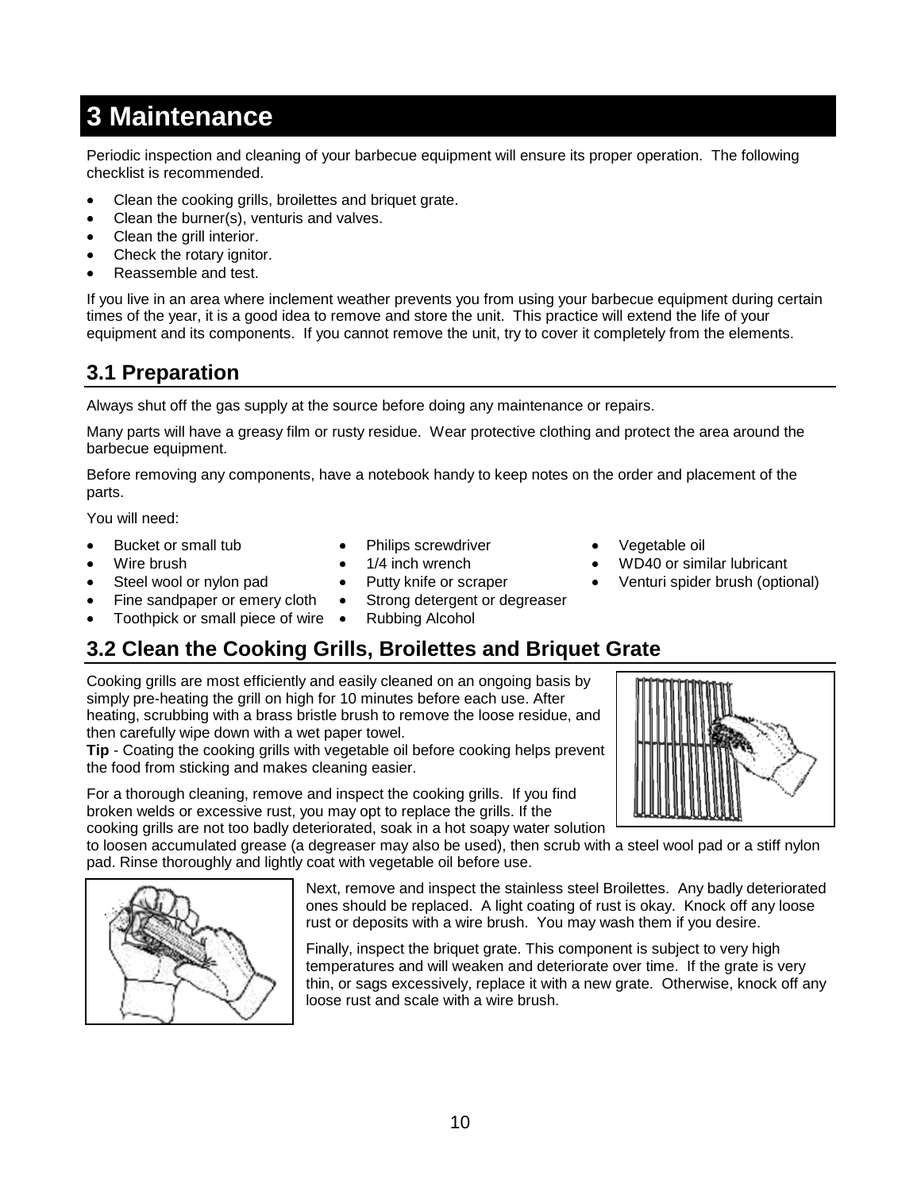# 3 Maintenance

Periodic inspection and cleaning of your barbecue equipment will ensure its proper operation. The following checklist is recommended.

- Clean the cooking grills, broilettes and briquet grate.
- Clean the burner(s), venturis and valves.
- Clean the grill interior.
- Check the rotary ignitor.
- Reassemble and test.

If you live in an area where inclement weather prevents you from using your barbecue equipment during certain times of the year, it is a good idea to remove and store the unit. This practice will extend the life of your equipment and its components. If you cannot remove the unit, try to cover it completely from the elements.

## 3.1 Preparation

Always shut off the gas supply at the source before doing any maintenance or repairs.

Many parts will have a greasy film or rusty residue. Wear protective clothing and protect the area around the barbecue equipment.

Before removing any components, have a notebook handy to keep notes on the order and placement of the parts.

You will need:

- Bucket or small tub
- Wire brush
- Steel wool or nylon pad
- Fine sandpaper or emery cloth
- Toothpick or small piece of wire
- Philips screwdriver
- 1/4 inch wrench
- Putty knife or scraper
- Strong detergent or degreaser
- Rubbing Alcohol
- Vegetable oil
- WD40 or similar lubricant
- Venturi spider brush (optional)

## 3.2 Clean the Cooking Grills, Broilettes and Briquet Grate

Cooking grills are most efficiently and easily cleaned on an ongoing basis by simply pre-heating the grill on high for 10 minutes before each use. After heating, scrubbing with a brass bristle brush to remove the loose residue, and then carefully wipe down with a wet paper towel.

**Tip** - Coating the cooking grills with vegetable oil before cooking helps prevent the food from sticking and makes cleaning easier.

For a thorough cleaning, remove and inspect the cooking grills. If you find broken welds or excessive rust, you may opt to replace the grills. If the cooking grills are not too badly deteriorated, soak in a hot soapy water solution to loosen accumulated grease (a degreaser may also be used), then scrub with a steel wool pad or a stiff nylon pad. Rinse thoroughly and lightly coat with vegetable oil before use.

Next, remove and inspect the stainless steel Broilettes. Any badly deteriorated ones should be replaced. A light coating of rust is okay. Knock off any loose rust or deposits with a wire brush. You may wash them if you desire.

Finally, inspect the briquet grate. This component is subject to very high temperatures and will weaken and deteriorate over time. If the grate is very thin, or sags excessively, replace it with a new grate. Otherwise, knock off any loose rust and scale with a wire brush.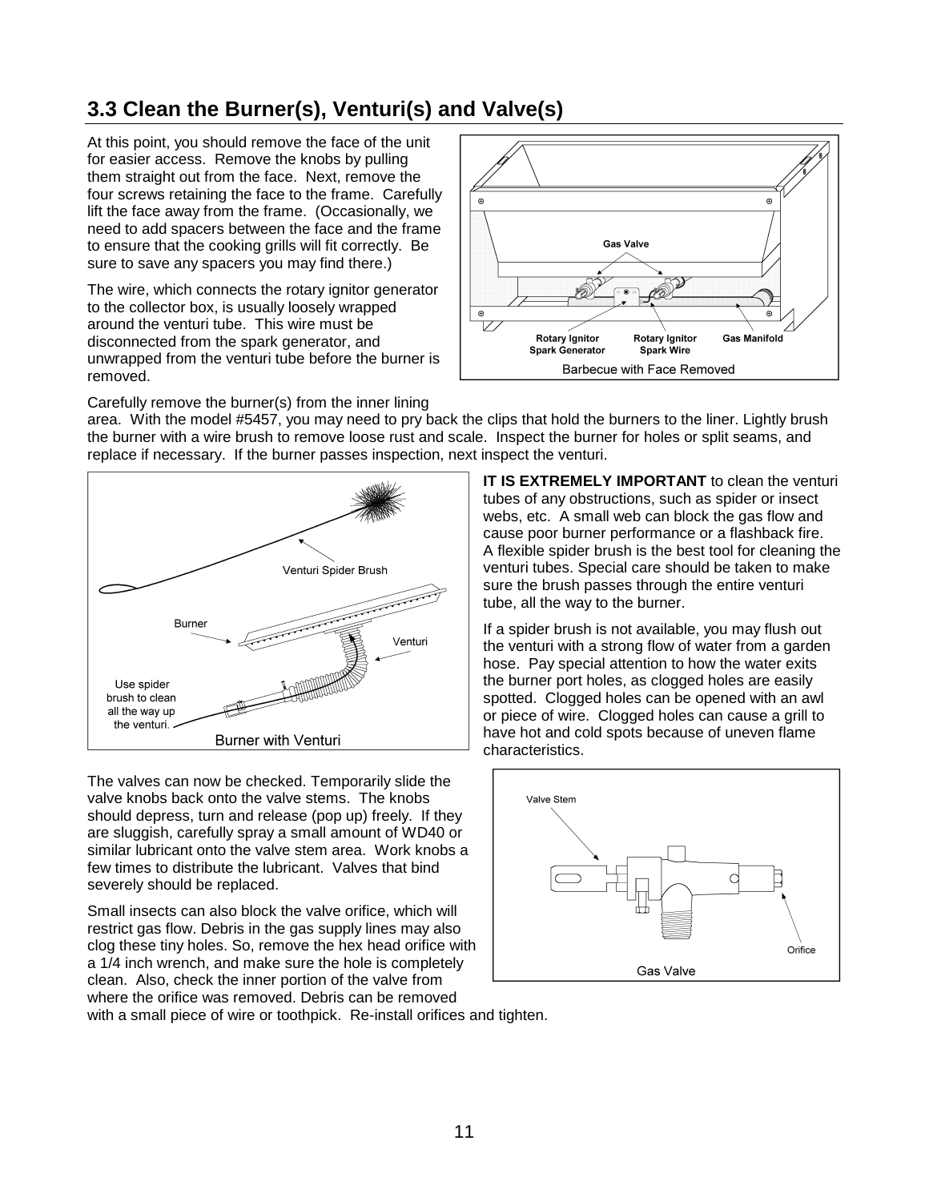## 3.3 Clean the Burner(s), Venturi(s) and Valve(s)

At this point, you should remove the face of the unit for easier access. Remove the knobs by pulling them straight out from the face. Next, remove the four screws retaining the face to the frame. Carefully lift the face away from the frame. (Occasionally, we need to add spacers between the face and the frame to ensure that the cooking grills will fit correctly. Be sure to save any spacers you may find there.)

The wire, which connects the rotary ignitor generator to the collector box, is usually loosely wrapped around the venturi tube. This wire must be disconnected from the spark generator, and unwrapped from the venturi tube before the burner is removed.

Gas Valve

Rotary Ignitor Spark Generator

Rotary Ignitor Spark Wire

Gas Manifold

Barbecue with Face Removed

Carefully remove the burner(s) from the inner lining area. With the model #5457, you may need to pry back the clips that hold the burners to the liner. Lightly brush the burner with a wire brush to remove loose rust and scale. Inspect the burner for holes or split seams, and replace if necessary. If the burner passes inspection, next inspect the venturi.

Venturi Spider Brush

Burner

Venturi

Use spider brush to clean all the way up the venturi.

Burner with Venturi

**IT IS EXTREMELY IMPORTANT** to clean the venturi tubes of any obstructions, such as spider or insect webs, etc. A small web can block the gas flow and cause poor burner performance or a flashback fire. A flexible spider brush is the best tool for cleaning the venturi tubes. Special care should be taken to make sure the brush passes through the entire venturi tube, all the way to the burner.

If a spider brush is not available, you may flush out the venturi with a strong flow of water from a garden hose. Pay special attention to how the water exits the burner port holes, as clogged holes are easily spotted. Clogged holes can be opened with an awl or piece of wire. Clogged holes can cause a grill to have hot and cold spots because of uneven flame characteristics.

The valves can now be checked. Temporarily slide the valve knobs back onto the valve stems. The knobs should depress, turn and release (pop up) freely. If they are sluggish, carefully spray a small amount of WD40 or similar lubricant onto the valve stem area. Work knobs a few times to distribute the lubricant. Valves that bind severely should be replaced.

Small insects can also block the valve orifice, which will restrict gas flow. Debris in the gas supply lines may also clog these tiny holes. So, remove the hex head orifice with a 1/4 inch wrench, and make sure the hole is completely clean. Also, check the inner portion of the valve from where the orifice was removed. Debris can be removed with a small piece of wire or toothpick. Re-install orifices and tighten.

Valve Stem

Orifice

Gas Valve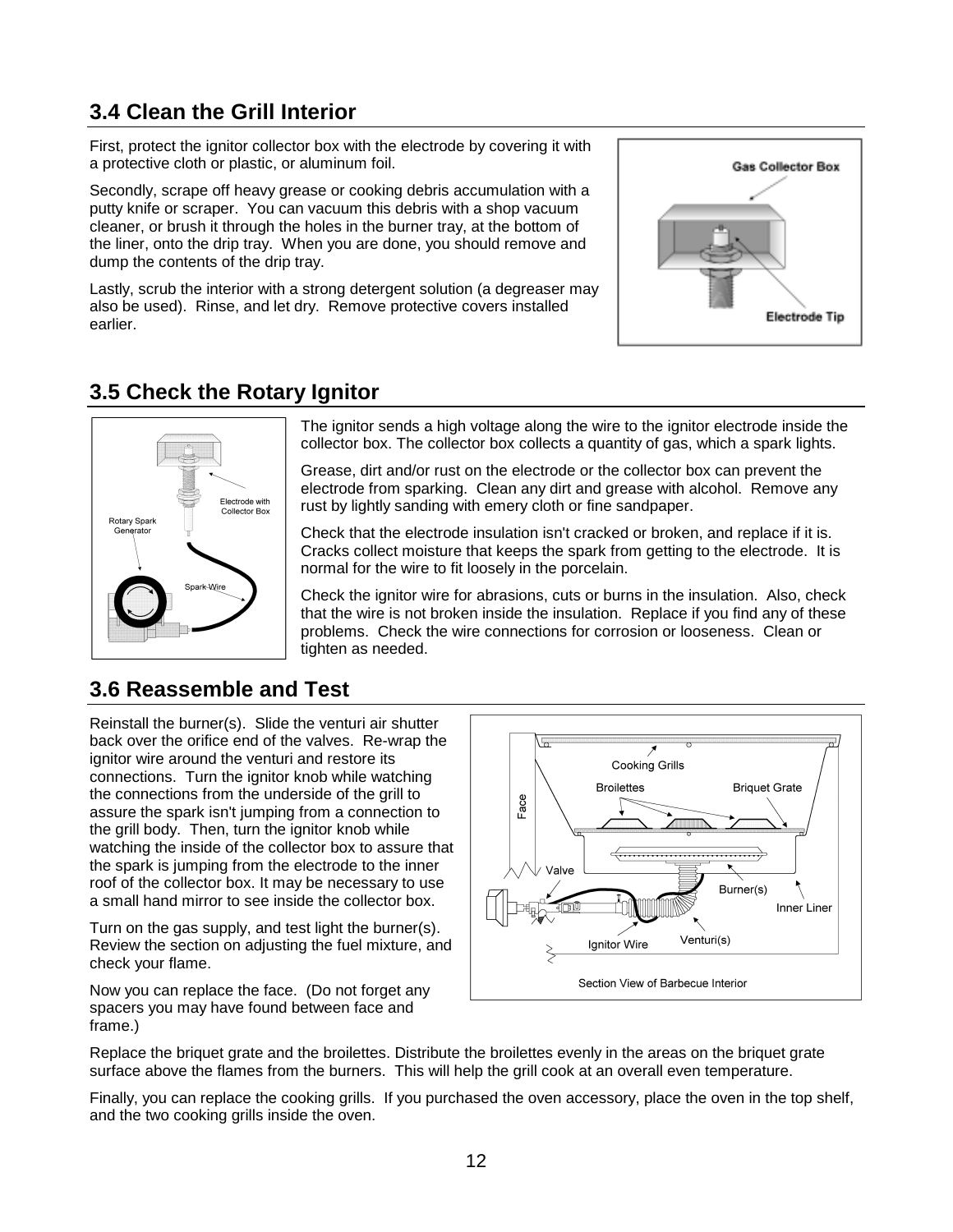## 3.4 Clean the Grill Interior

First, protect the ignitor collector box with the electrode by covering it with a protective cloth or plastic, or aluminum foil.

Secondly, scrape off heavy grease or cooking debris accumulation with a putty knife or scraper. You can vacuum this debris with a shop vacuum cleaner, or brush it through the holes in the burner tray, at the bottom of the liner, onto the drip tray. When you are done, you should remove and dump the contents of the drip tray.

Lastly, scrub the interior with a strong detergent solution (a degreaser may also be used). Rinse, and let dry. Remove protective covers installed earlier.

## 3.5 Check the Rotary Ignitor

The ignitor sends a high voltage along the wire to the ignitor electrode inside the collector box. The collector box collects a quantity of gas, which a spark lights.

Grease, dirt and/or rust on the electrode or the collector box can prevent the electrode from sparking. Clean any dirt and grease with alcohol. Remove any rust by lightly sanding with emery cloth or fine sandpaper.

Check that the electrode insulation isn't cracked or broken, and replace if it is. Cracks collect moisture that keeps the spark from getting to the electrode. It is normal for the wire to fit loosely in the porcelain.

Check the ignitor wire for abrasions, cuts or burns in the insulation. Also, check that the wire is not broken inside the insulation. Replace if you find any of these problems. Check the wire connections for corrosion or looseness. Clean or tighten as needed.

## 3.6 Reassemble and Test

Reinstall the burner(s). Slide the venturi air shutter back over the orifice end of the valves. Re-wrap the ignitor wire around the venturi and restore its connections. Turn the ignitor knob while watching the connections from the underside of the grill to assure the spark isn't jumping from a connection to the grill body. Then, turn the ignitor knob while watching the inside of the collector box to assure that the spark is jumping from the electrode to the inner roof of the collector box. It may be necessary to use a small hand mirror to see inside the collector box.

Turn on the gas supply, and test light the burner(s). Review the section on adjusting the fuel mixture, and check your flame.

Now you can replace the face. (Do not forget any spacers you may have found between face and frame.)

Section View of Barbecue Interior

Replace the briquet grate and the broilettes. Distribute the broilettes evenly in the areas on the briquet grate surface above the flames from the burners. This will help the grill cook at an overall even temperature.

Finally, you can replace the cooking grills. If you purchased the oven accessory, place the oven in the top shelf, and the two cooking grills inside the oven.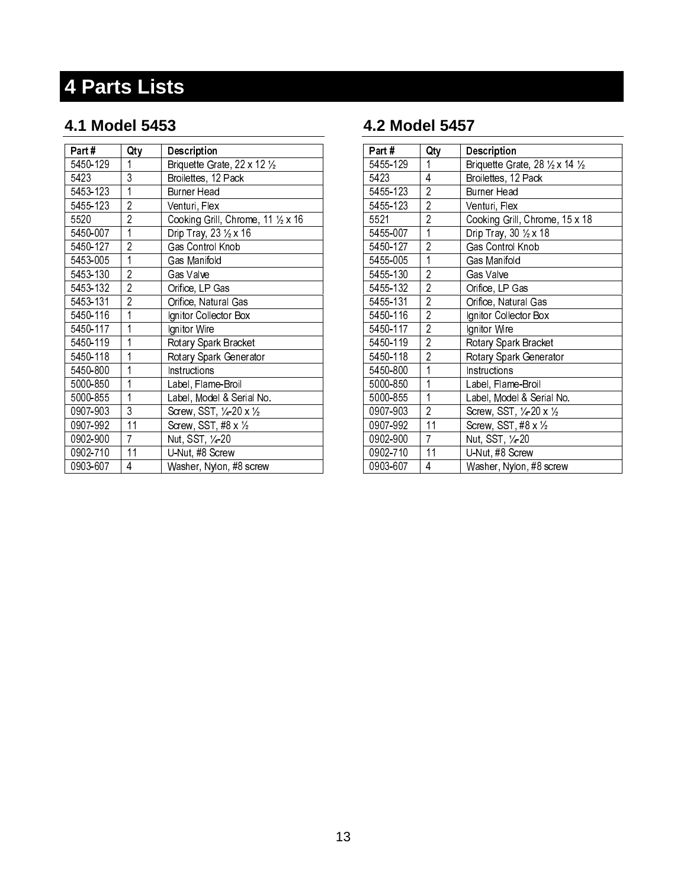# 4 Parts Lists

## 4.1 Model 5453

| Part # | Qty | Description |
|---|---|---|
| 5450-129 | 1 | Briquette Grate, 22 x 12 ½ |
| 5423 | 3 | Broilettes, 12 Pack |
| 5453-123 | 1 | Burner Head |
| 5455-123 | 2 | Venturi, Flex |
| 5520 | 2 | Cooking Grill, Chrome, 11 ½ x 16 |
| 5450-007 | 1 | Drip Tray, 23 ½ x 16 |
| 5450-127 | 2 | Gas Control Knob |
| 5453-005 | 1 | Gas Manifold |
| 5453-130 | 2 | Gas Valve |
| 5453-132 | 2 | Orifice, LP Gas |
| 5453-131 | 2 | Orifice, Natural Gas |
| 5450-116 | 1 | Ignitor Collector Box |
| 5450-117 | 1 | Ignitor Wire |
| 5450-119 | 1 | Rotary Spark Bracket |
| 5450-118 | 1 | Rotary Spark Generator |
| 5450-800 | 1 | Instructions |
| 5000-850 | 1 | Label, Flame-Broil |
| 5000-855 | 1 | Label, Model & Serial No. |
| 0907-903 | 3 | Screw, SST, ¼-20 x ½ |
| 0907-992 | 11 | Screw, SST, #8 x ½ |
| 0902-900 | 7 | Nut, SST, ¼-20 |
| 0902-710 | 11 | U-Nut, #8 Screw |
| 0903-607 | 4 | Washer, Nylon, #8 screw |

## 4.2 Model 5457

| Part # | Qty | Description |
|---|---|---|
| 5455-129 | 1 | Briquette Grate, 28 ½ x 14 ½ |
| 5423 | 4 | Broilettes, 12 Pack |
| 5455-123 | 2 | Burner Head |
| 5455-123 | 2 | Venturi, Flex |
| 5521 | 2 | Cooking Grill, Chrome, 15 x 18 |
| 5455-007 | 1 | Drip Tray, 30 ½ x 18 |
| 5450-127 | 2 | Gas Control Knob |
| 5455-005 | 1 | Gas Manifold |
| 5455-130 | 2 | Gas Valve |
| 5455-132 | 2 | Orifice, LP Gas |
| 5455-131 | 2 | Orifice, Natural Gas |
| 5450-116 | 2 | Ignitor Collector Box |
| 5450-117 | 2 | Ignitor Wire |
| 5450-119 | 2 | Rotary Spark Bracket |
| 5450-118 | 2 | Rotary Spark Generator |
| 5450-800 | 1 | Instructions |
| 5000-850 | 1 | Label, Flame-Broil |
| 5000-855 | 1 | Label, Model & Serial No. |
| 0907-903 | 2 | Screw, SST, ¼-20 x ½ |
| 0907-992 | 11 | Screw, SST, #8 x ½ |
| 0902-900 | 7 | Nut, SST, ¼-20 |
| 0902-710 | 11 | U-Nut, #8 Screw |
| 0903-607 | 4 | Washer, Nylon, #8 screw |